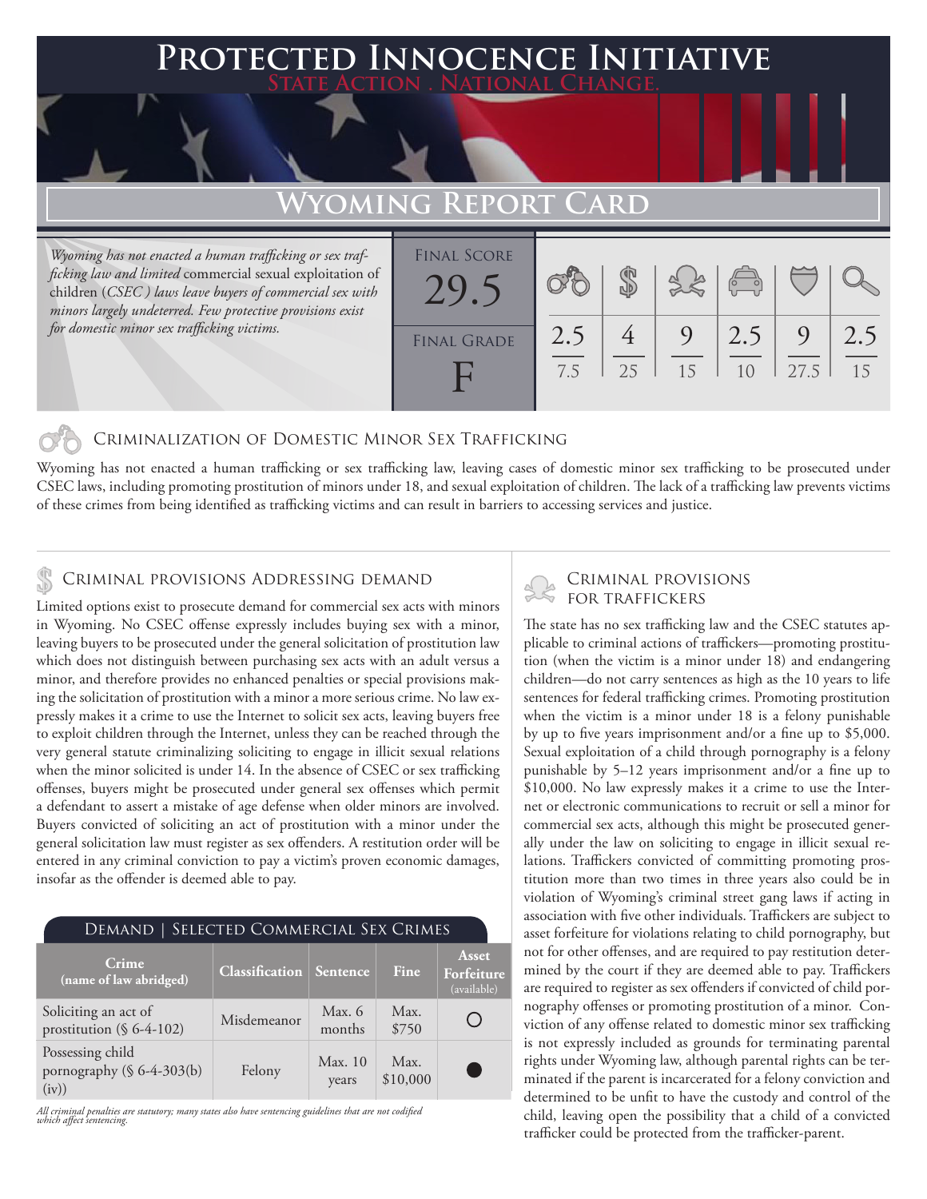# Protected Innocence Initiative

**State Action . National Change.**

## Wyoming Report Card

*Wyoming has not enacted a human trafficking or sex trafficking law and limited commercial sexual exploitation of children (CSEC) laws leave buyers of commercial sex with minors largely undeterred. Few protective provisions exist for domestic minor sex trafficking victims.*

| Final Score | Final Grade |
|---|---|
| 29.5 | F |

| Criminalization of Domestic Minor Sex Trafficking | Criminal Provisions Addressing Demand | Criminal Provisions for Traffickers | Criminal Provisions for Facilitators | Protective Provisions for the Child Victims | Criminal Justice Tools for Investigation and Prosecutions |
|---|---|---|---|---|---|
| 2.5 / 7.5 | 4 / 25 | 9 / 15 | 2.5 / 10 | 9 / 27.5 | 2.5 / 15 |

### Criminalization of Domestic Minor Sex Trafficking

Wyoming has not enacted a human trafficking or sex trafficking law, leaving cases of domestic minor sex trafficking to be prosecuted under CSEC laws, including promoting prostitution of minors under 18, and sexual exploitation of children. The lack of a trafficking law prevents victims of these crimes from being identified as trafficking victims and can result in barriers to accessing services and justice.

### Criminal provisions Addressing demand

Limited options exist to prosecute demand for commercial sex acts with minors in Wyoming. No CSEC offense expressly includes buying sex with a minor, leaving buyers to be prosecuted under the general solicitation of prostitution law which does not distinguish between purchasing sex acts with an adult versus a minor, and therefore provides no enhanced penalties or special provisions making the solicitation of prostitution with a minor a more serious crime. No law expressly makes it a crime to use the Internet to solicit sex acts, leaving buyers free to exploit children through the Internet, unless they can be reached through the very general statute criminalizing soliciting to engage in illicit sexual relations when the minor solicited is under 14. In the absence of CSEC or sex trafficking offenses, buyers might be prosecuted under general sex offenses which permit a defendant to assert a mistake of age defense when older minors are involved. Buyers convicted of soliciting an act of prostitution with a minor under the general solicitation law must register as sex offenders. A restitution order will be entered in any criminal conviction to pay a victim's proven economic damages, insofar as the offender is deemed able to pay.

**Demand | Selected Commercial Sex Crimes**

| Crime (name of law abridged) | Classification | Sentence | Fine | Asset Forfeiture (available) |
|---|---|---|---|---|
| Soliciting an act of prostitution (§ 6-4-102) | Misdemeanor | Max. 6 months | Max. $750 | ○ |
| Possessing child pornography (§ 6-4-303(b)(iv)) | Felony | Max. 10 years | Max. $10,000 | ● |

*All criminal penalties are statutory; many states also have sentencing guidelines that are not codified which affect sentencing.*

### Criminal provisions for traffickers

The state has no sex trafficking law and the CSEC statutes applicable to criminal actions of traffickers—promoting prostitution (when the victim is a minor under 18) and endangering children—do not carry sentences as high as the 10 years to life sentences for federal trafficking crimes. Promoting prostitution when the victim is a minor under 18 is a felony punishable by up to five years imprisonment and/or a fine up to $5,000. Sexual exploitation of a child through pornography is a felony punishable by 5–12 years imprisonment and/or a fine up to $10,000. No law expressly makes it a crime to use the Internet or electronic communications to recruit or sell a minor for commercial sex acts, although this might be prosecuted generally under the law on soliciting to engage in illicit sexual relations. Traffickers convicted of committing promoting prostitution more than two times in three years also could be in violation of Wyoming's criminal street gang laws if acting in association with five other individuals. Traffickers are subject to asset forfeiture for violations relating to child pornography, but not for other offenses, and are required to pay restitution determined by the court if they are deemed able to pay. Traffickers are required to register as sex offenders if convicted of child pornography offenses or promoting prostitution of a minor. Conviction of any offense related to domestic minor sex trafficking is not expressly included as grounds for terminating parental rights under Wyoming law, although parental rights can be terminated if the parent is incarcerated for a felony conviction and determined to be unfit to have the custody and control of the child, leaving open the possibility that a child of a convicted trafficker could be protected from the trafficker-parent.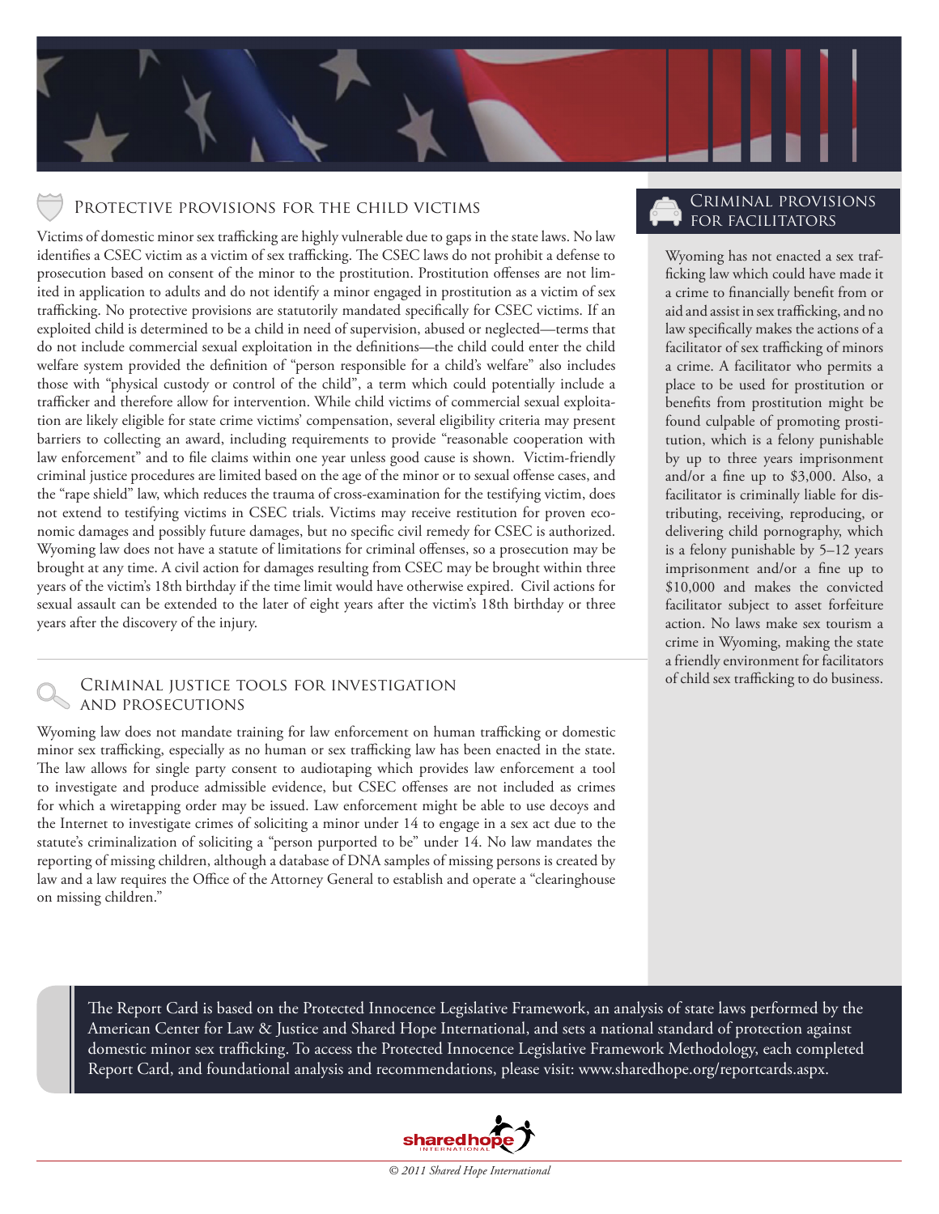## Protective provisions for the child victims

Victims of domestic minor sex trafficking are highly vulnerable due to gaps in the state laws. No law identifies a CSEC victim as a victim of sex trafficking. The CSEC laws do not prohibit a defense to prosecution based on consent of the minor to the prostitution. Prostitution offenses are not limited in application to adults and do not identify a minor engaged in prostitution as a victim of sex trafficking. No protective provisions are statutorily mandated specifically for CSEC victims. If an exploited child is determined to be a child in need of supervision, abused or neglected—terms that do not include commercial sexual exploitation in the definitions—the child could enter the child welfare system provided the definition of "person responsible for a child's welfare" also includes those with "physical custody or control of the child", a term which could potentially include a trafficker and therefore allow for intervention. While child victims of commercial sexual exploitation are likely eligible for state crime victims' compensation, several eligibility criteria may present barriers to collecting an award, including requirements to provide "reasonable cooperation with law enforcement" and to file claims within one year unless good cause is shown. Victim-friendly criminal justice procedures are limited based on the age of the minor or to sexual offense cases, and the "rape shield" law, which reduces the trauma of cross-examination for the testifying victim, does not extend to testifying victims in CSEC trials. Victims may receive restitution for proven economic damages and possibly future damages, but no specific civil remedy for CSEC is authorized. Wyoming law does not have a statute of limitations for criminal offenses, so a prosecution may be brought at any time. A civil action for damages resulting from CSEC may be brought within three years of the victim's 18th birthday if the time limit would have otherwise expired. Civil actions for sexual assault can be extended to the later of eight years after the victim's 18th birthday or three years after the discovery of the injury.

## Criminal justice tools for investigation and prosecutions

Wyoming law does not mandate training for law enforcement on human trafficking or domestic minor sex trafficking, especially as no human or sex trafficking law has been enacted in the state. The law allows for single party consent to audiotaping which provides law enforcement a tool to investigate and produce admissible evidence, but CSEC offenses are not included as crimes for which a wiretapping order may be issued. Law enforcement might be able to use decoys and the Internet to investigate crimes of soliciting a minor under 14 to engage in a sex act due to the statute's criminalization of soliciting a "person purported to be" under 14. No law mandates the reporting of missing children, although a database of DNA samples of missing persons is created by law and a law requires the Office of the Attorney General to establish and operate a "clearinghouse on missing children."

## Criminal provisions for facilitators

Wyoming has not enacted a sex trafficking law which could have made it a crime to financially benefit from or aid and assist in sex trafficking, and no law specifically makes the actions of a facilitator of sex trafficking of minors a crime. A facilitator who permits a place to be used for prostitution or benefits from prostitution might be found culpable of promoting prostitution, which is a felony punishable by up to three years imprisonment and/or a fine up to $3,000. Also, a facilitator is criminally liable for distributing, receiving, reproducing, or delivering child pornography, which is a felony punishable by 5–12 years imprisonment and/or a fine up to $10,000 and makes the convicted facilitator subject to asset forfeiture action. No laws make sex tourism a crime in Wyoming, making the state a friendly environment for facilitators of child sex trafficking to do business.

The Report Card is based on the Protected Innocence Legislative Framework, an analysis of state laws performed by the American Center for Law & Justice and Shared Hope International, and sets a national standard of protection against domestic minor sex trafficking. To access the Protected Innocence Legislative Framework Methodology, each completed Report Card, and foundational analysis and recommendations, please visit: www.sharedhope.org/reportcards.aspx.

*© 2011 Shared Hope International*